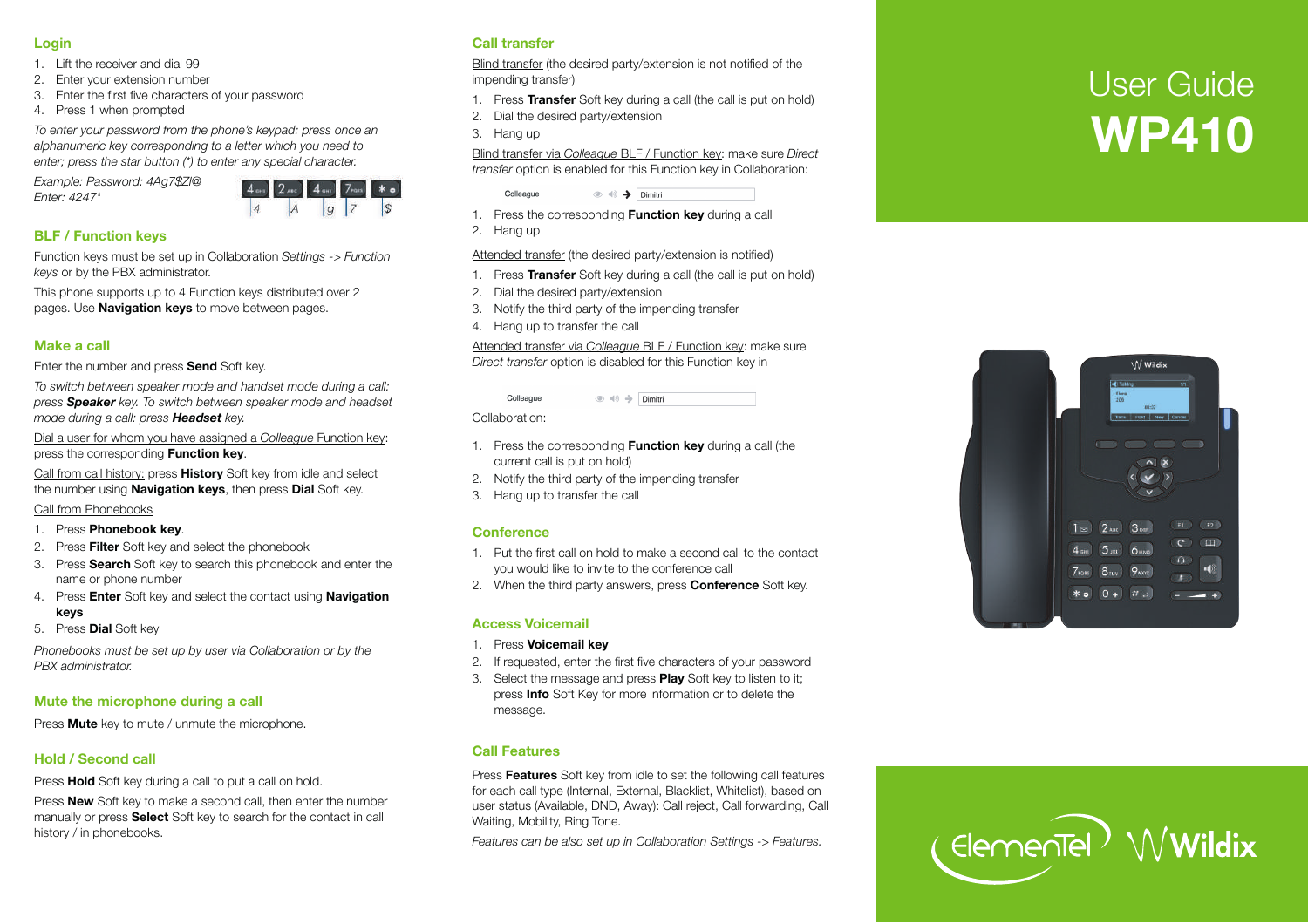# User Guide **WP410**

## Login

1. Lift the receiver and dial 99
2. Enter your extension number
3. Enter the first five characters of your password
4. Press 1 when prompted

*To enter your password from the phone's keypad: press once an alphanumeric key corresponding to a letter which you need to enter; press the star button (*) to enter any special character.*

*Example: Password: 4Ag7$Zl@*
*Enter: 4247**

## BLF / Function keys

Function keys must be set up in Collaboration *Settings -> Function keys* or by the PBX administrator.

This phone supports up to 4 Function keys distributed over 2 pages. Use **Navigation keys** to move between pages.

## Make a call

Enter the number and press **Send** Soft key.

*To switch between speaker mode and handset mode during a call: press **Speaker** key. To switch between speaker mode and headset mode during a call: press **Headset** key.*

Dial a user for whom you have assigned a *Colleague* Function key: press the corresponding **Function key**.

Call from call history: press **History** Soft key from idle and select the number using **Navigation keys**, then press **Dial** Soft key.

Call from Phonebooks

1. Press **Phonebook key**.
2. Press **Filter** Soft key and select the phonebook
3. Press **Search** Soft key to search this phonebook and enter the name or phone number
4. Press **Enter** Soft key and select the contact using **Navigation keys**
5. Press **Dial** Soft key

*Phonebooks must be set up by user via Collaboration or by the PBX administrator.*

## Mute the microphone during a call

Press **Mute** key to mute / unmute the microphone.

## Hold / Second call

Press **Hold** Soft key during a call to put a call on hold.

Press **New** Soft key to make a second call, then enter the number manually or press **Select** Soft key to search for the contact in call history / in phonebooks.

## Call transfer

Blind transfer (the desired party/extension is not notified of the impending transfer)

1. Press **Transfer** Soft key during a call (the call is put on hold)
2. Dial the desired party/extension
3. Hang up

Blind transfer via *Colleague* BLF / Function key: make sure *Direct transfer* option is enabled for this Function key in Collaboration:

Colleague → Dimitri

1. Press the corresponding **Function key** during a call
2. Hang up

Attended transfer (the desired party/extension is notified)

1. Press **Transfer** Soft key during a call (the call is put on hold)
2. Dial the desired party/extension
3. Notify the third party of the impending transfer
4. Hang up to transfer the call

Attended transfer via *Colleague* BLF / Function key: make sure *Direct transfer* option is disabled for this Function key in Collaboration:

Colleague → Dimitri

1. Press the corresponding **Function key** during a call (the current call is put on hold)
2. Notify the third party of the impending transfer
3. Hang up to transfer the call

## Conference

1. Put the first call on hold to make a second call to the contact you would like to invite to the conference call
2. When the third party answers, press **Conference** Soft key.

## Access Voicemail

1. Press **Voicemail key**
2. If requested, enter the first five characters of your password
3. Select the message and press **Play** Soft key to listen to it; press **Info** Soft Key for more information or to delete the message.

## Call Features

Press **Features** Soft key from idle to set the following call features for each call type (Internal, External, Blacklist, Whitelist), based on user status (Available, DND, Away): Call reject, Call forwarding, Call Waiting, Mobility, Ring Tone.

*Features can be also set up in Collaboration Settings -> Features.*

ElemenTel Wildix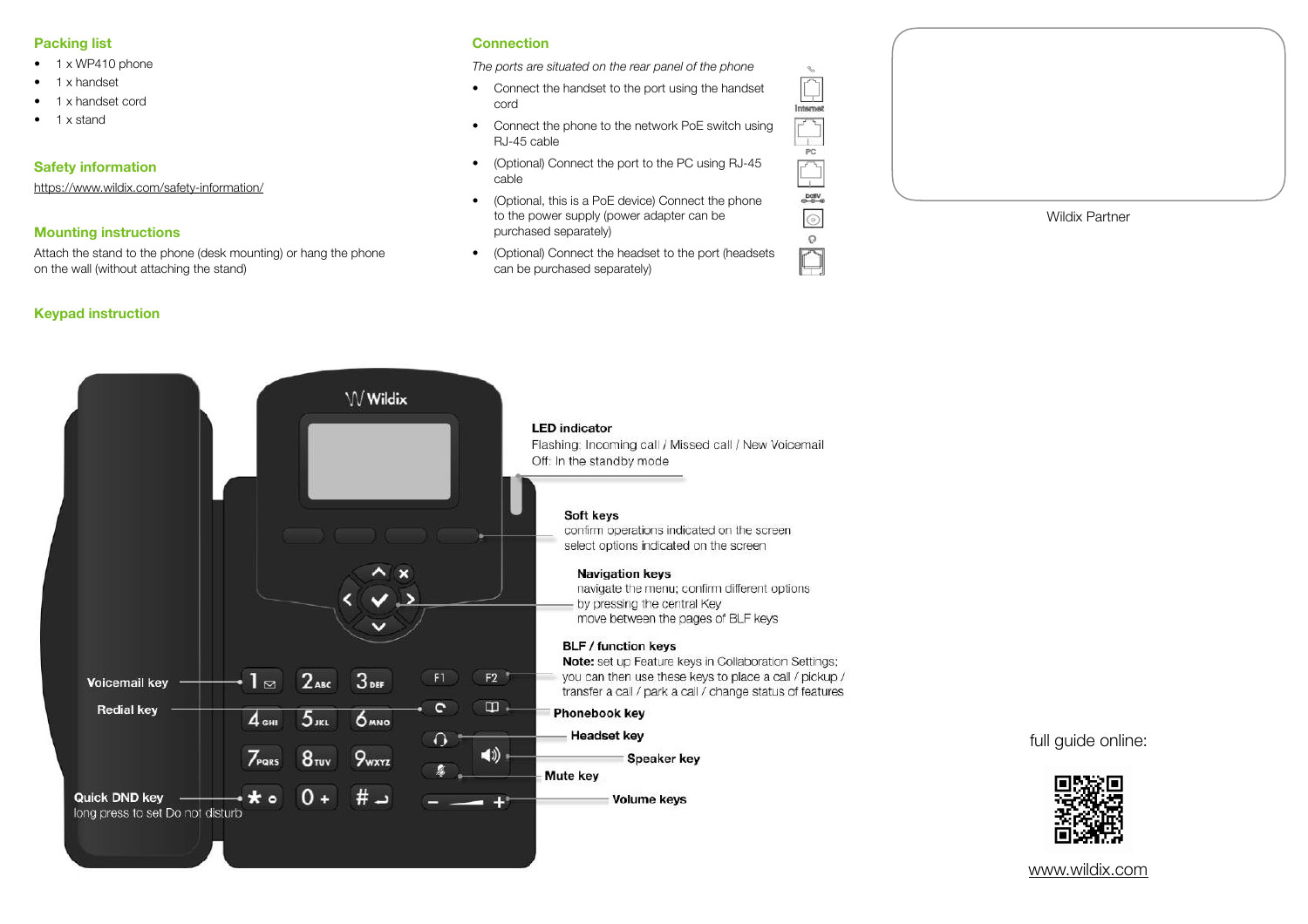## Packing list

- 1 x WP410 phone
- 1 x handset
- 1 x handset cord
- 1 x stand

## Safety information

https://www.wildix.com/safety-information/

## Mounting instructions

Attach the stand to the phone (desk mounting) or hang the phone on the wall (without attaching the stand)

## Keypad instruction

**LED indicator**
Flashing: Incoming call / Missed call / New Voicemail
Off: In the standby mode

**Soft keys**
confirm operations indicated on the screen
select options indicated on the screen

**Navigation keys**
navigate the menu; confirm different options by pressing the central Key
move between the pages of BLF keys

**BLF / function keys**
**Note:** set up Feature keys in Collaboration Settings; you can then use these keys to place a call / pickup / transfer a call / park a call / change status of features

**Phonebook key**

**Headset key**

**Speaker key**

**Mute key**

**Volume keys**

**Voicemail key**

**Redial key**

**Quick DND key**
long press to set Do not disturb

## Connection

*The ports are situated on the rear panel of the phone*

- Connect the handset to the port using the handset cord
- Connect the phone to the network PoE switch using RJ-45 cable
- (Optional) Connect the port to the PC using RJ-45 cable
- (Optional, this is a PoE device) Connect the phone to the power supply (power adapter can be purchased separately)
- (Optional) Connect the headset to the port (headsets can be purchased separately)

Internet

PC

Wildix Partner

full guide online:

www.wildix.com